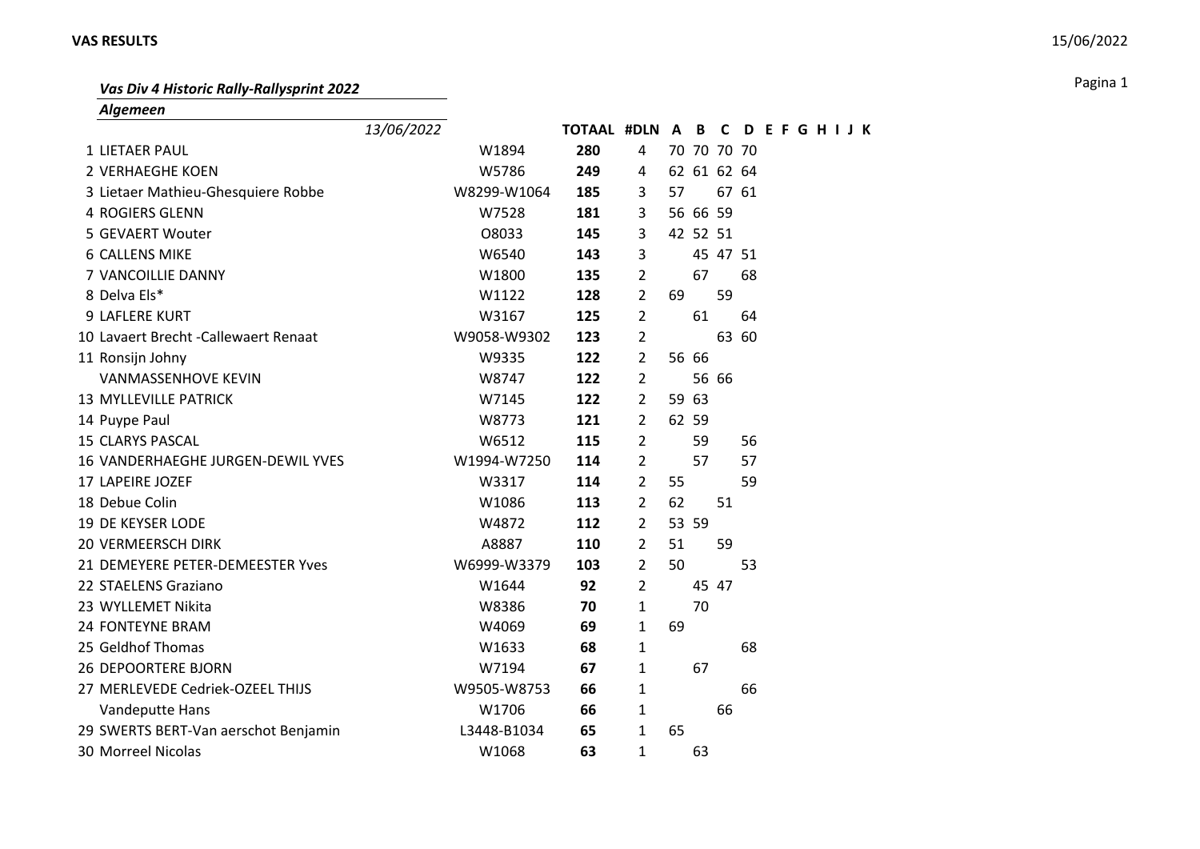## *Vas Div 4 Historic Rally-Rallysprint 2022*

### *Algemeen*

| | *13/06/2022* | | TOTAAL | #DLN | A | B | C | D | E | F | G | H | I | J | K |
|---|---|---|---|---|---|---|---|---|---|---|---|---|---|---|---|
| 1 | LIETAER PAUL | W1894 | **280** | 4 | 70 | 70 | 70 | 70 | | | | | | | |
| 2 | VERHAEGHE KOEN | W5786 | **249** | 4 | 62 | 61 | 62 | 64 | | | | | | | |
| 3 | Lietaer Mathieu-Ghesquiere Robbe | W8299-W1064 | **185** | 3 | 57 | | 67 | 61 | | | | | | | |
| 4 | ROGIERS GLENN | W7528 | **181** | 3 | 56 | 66 | 59 | | | | | | | | |
| 5 | GEVAERT Wouter | O8033 | **145** | 3 | 42 | 52 | 51 | | | | | | | | |
| 6 | CALLENS MIKE | W6540 | **143** | 3 | | 45 | 47 | 51 | | | | | | | |
| 7 | VANCOILLIE DANNY | W1800 | **135** | 2 | | 67 | | 68 | | | | | | | |
| 8 | Delva Els* | W1122 | **128** | 2 | 69 | | 59 | | | | | | | | |
| 9 | LAFLERE KURT | W3167 | **125** | 2 | | 61 | | 64 | | | | | | | |
| 10 | Lavaert Brecht -Callewaert Renaat | W9058-W9302 | **123** | 2 | | | 63 | 60 | | | | | | | |
| 11 | Ronsijn Johny | W9335 | **122** | 2 | 56 | 66 | | | | | | | | | |
| | VANMASSENHOVE KEVIN | W8747 | **122** | 2 | | 56 | 66 | | | | | | | | |
| 13 | MYLLEVILLE PATRICK | W7145 | **122** | 2 | 59 | 63 | | | | | | | | | |
| 14 | Puype Paul | W8773 | **121** | 2 | 62 | 59 | | | | | | | | | |
| 15 | CLARYS PASCAL | W6512 | **115** | 2 | | 59 | | 56 | | | | | | | |
| 16 | VANDERHAEGHE JURGEN-DEWIL YVES | W1994-W7250 | **114** | 2 | | 57 | | 57 | | | | | | | |
| 17 | LAPEIRE JOZEF | W3317 | **114** | 2 | 55 | | | 59 | | | | | | | |
| 18 | Debue Colin | W1086 | **113** | 2 | 62 | | 51 | | | | | | | | |
| 19 | DE KEYSER LODE | W4872 | **112** | 2 | 53 | 59 | | | | | | | | | |
| 20 | VERMEERSCH DIRK | A8887 | **110** | 2 | 51 | | 59 | | | | | | | | |
| 21 | DEMEYERE PETER-DEMEESTER Yves | W6999-W3379 | **103** | 2 | 50 | | | 53 | | | | | | | |
| 22 | STAELENS Graziano | W1644 | **92** | 2 | | 45 | 47 | | | | | | | | |
| 23 | WYLLEMET Nikita | W8386 | **70** | 1 | | 70 | | | | | | | | | |
| 24 | FONTEYNE BRAM | W4069 | **69** | 1 | 69 | | | | | | | | | | |
| 25 | Geldhof Thomas | W1633 | **68** | 1 | | | | 68 | | | | | | | |
| 26 | DEPOORTERE BJORN | W7194 | **67** | 1 | | 67 | | | | | | | | | |
| 27 | MERLEVEDE Cedriek-OZEEL THIJS | W9505-W8753 | **66** | 1 | | | | 66 | | | | | | | |
| | Vandeputte Hans | W1706 | **66** | 1 | | | 66 | | | | | | | | |
| 29 | SWERTS BERT-Van aerschot Benjamin | L3448-B1034 | **65** | 1 | 65 | | | | | | | | | | |
| 30 | Morreel Nicolas | W1068 | **63** | 1 | | 63 | | | | | | | | | |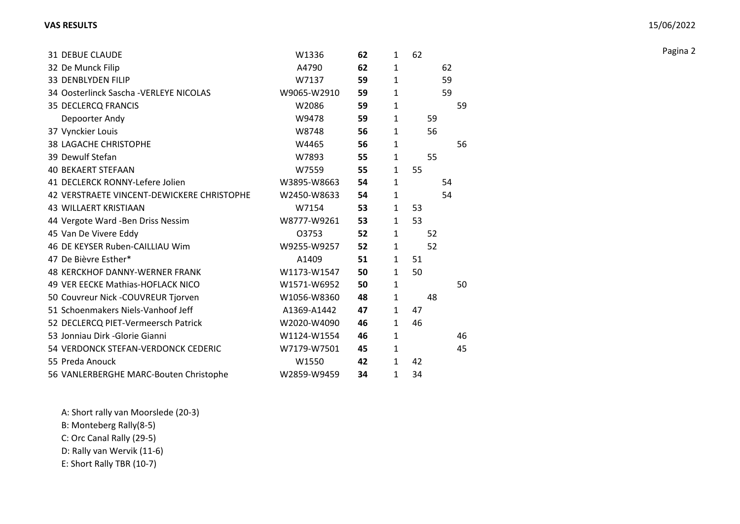| Pos | Name | License | Total | # | A | B | C | D | E |
|---|---|---|---|---|---|---|---|---|---|
| 31 | DEBUE CLAUDE | W1336 | **62** | 1 | 62 | | | | |
| 32 | De Munck Filip | A4790 | **62** | 1 | | | 62 | | |
| 33 | DENBLYDEN FILIP | W7137 | **59** | 1 | | | 59 | | |
| 34 | Oosterlinck Sascha -VERLEYE NICOLAS | W9065-W2910 | **59** | 1 | | | 59 | | |
| 35 | DECLERCQ FRANCIS | W2086 | **59** | 1 | | | | 59 | |
| | Depoorter Andy | W9478 | **59** | 1 | | 59 | | | |
| 37 | Vynckier Louis | W8748 | **56** | 1 | | 56 | | | |
| 38 | LAGACHE CHRISTOPHE | W4465 | **56** | 1 | | | | 56 | |
| 39 | Dewulf Stefan | W7893 | **55** | 1 | | 55 | | | |
| 40 | BEKAERT STEFAAN | W7559 | **55** | 1 | 55 | | | | |
| 41 | DECLERCK RONNY-Lefere Jolien | W3895-W8663 | **54** | 1 | | | 54 | | |
| 42 | VERSTRAETE VINCENT-DEWICKERE CHRISTOPHE | W2450-W8633 | **54** | 1 | | | 54 | | |
| 43 | WILLAERT KRISTIAAN | W7154 | **53** | 1 | 53 | | | | |
| 44 | Vergote Ward -Ben Driss Nessim | W8777-W9261 | **53** | 1 | 53 | | | | |
| 45 | Van De Vivere Eddy | O3753 | **52** | 1 | | 52 | | | |
| 46 | DE KEYSER Ruben-CAILLIAU Wim | W9255-W9257 | **52** | 1 | | 52 | | | |
| 47 | De Bièvre Esther* | A1409 | **51** | 1 | 51 | | | | |
| 48 | KERCKHOF DANNY-WERNER FRANK | W1173-W1547 | **50** | 1 | 50 | | | | |
| 49 | VER EECKE Mathias-HOFLACK NICO | W1571-W6952 | **50** | 1 | | | | 50 | |
| 50 | Couvreur Nick -COUVREUR Tjorven | W1056-W8360 | **48** | 1 | | 48 | | | |
| 51 | Schoenmakers Niels-Vanhoof Jeff | A1369-A1442 | **47** | 1 | 47 | | | | |
| 52 | DECLERCQ PIET-Vermeersch Patrick | W2020-W4090 | **46** | 1 | 46 | | | | |
| 53 | Jonniau Dirk -Glorie Gianni | W1124-W1554 | **46** | 1 | | | | 46 | |
| 54 | VERDONCK STEFAN-VERDONCK CEDERIC | W7179-W7501 | **45** | 1 | | | | 45 | |
| 55 | Preda Anouck | W1550 | **42** | 1 | 42 | | | | |
| 56 | VANLERBERGHE MARC-Bouten Christophe | W2859-W9459 | **34** | 1 | 34 | | | | |

A: Short rally van Moorslede (20-3)
B: Monteberg Rally(8-5)
C: Orc Canal Rally (29-5)
D: Rally van Wervik (11-6)
E: Short Rally TBR (10-7)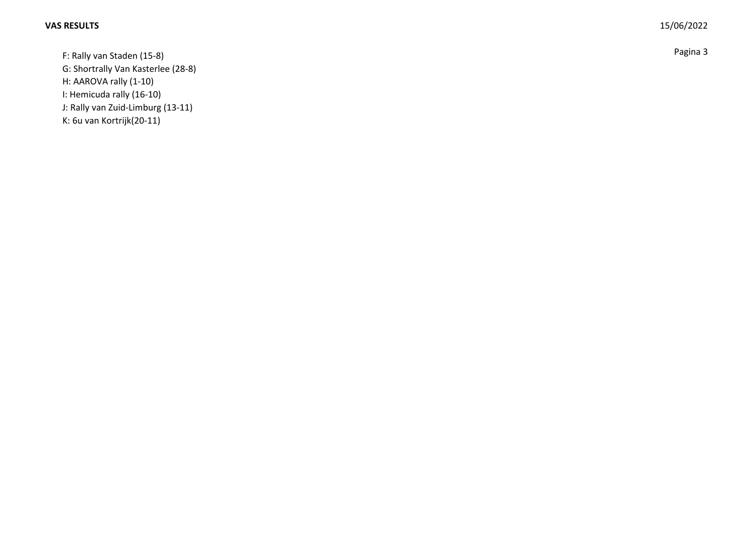F: Rally van Staden (15-8)
G: Shortrally Van Kasterlee (28-8)
H: AAROVA rally (1-10)
I: Hemicuda rally (16-10)
J: Rally van Zuid-Limburg (13-11)
K: 6u van Kortrijk(20-11)